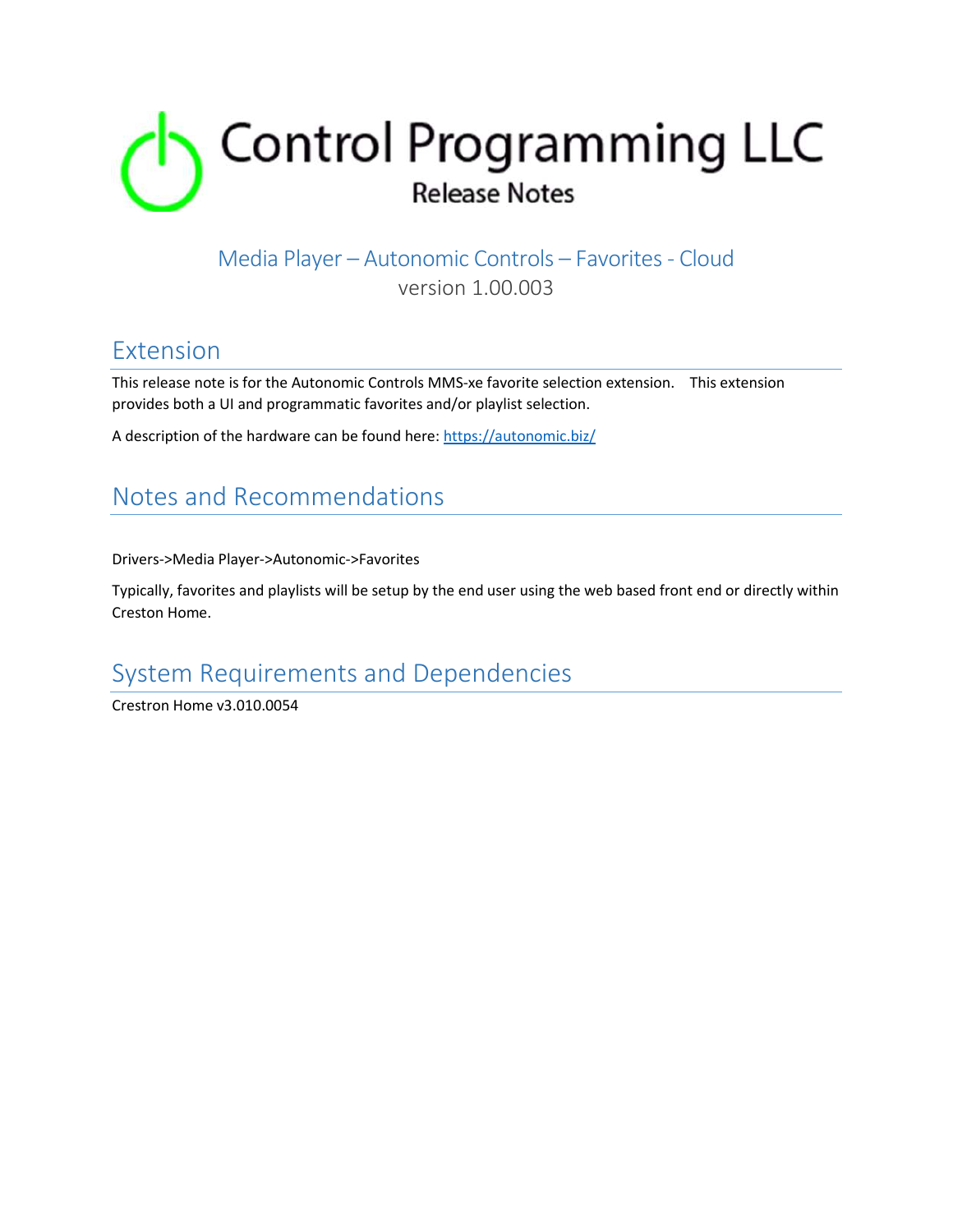# Control Programming LLC

## Release Notes

### Media Player – Autonomic Controls – Favorites - Cloud

version 1.00.003

## Extension

This release note is for the Autonomic Controls MMS-xe favorite selection extension. This extension provides both a UI and programmatic favorites and/or playlist selection.

A description of the hardware can be found here: [https://autonomic.biz/](https://autonomic.biz/)

## Notes and Recommendations

Drivers->Media Player->Autonomic->Favorites

Typically, favorites and playlists will be setup by the end user using the web based front end or directly within Creston Home.

## System Requirements and Dependencies

Crestron Home v3.010.0054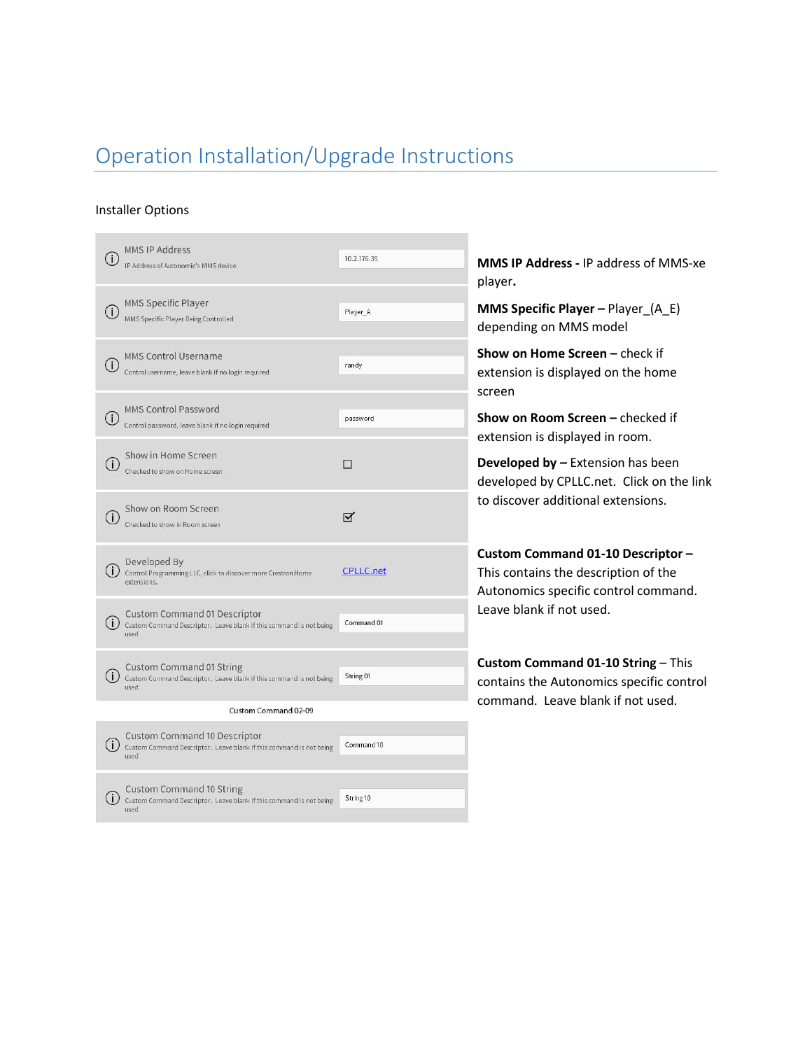# Operation Installation/Upgrade Instructions

Installer Options

| Setting | Description | Value |
|---|---|---|
| MMS IP Address | IP Address of Autonomic's MMS device | 10.2.176.35 |
| MMS Specific Player | MMS Specific Player Being Controlled | Player_A |
| MMS Control Username | Control username, leave blank if no login required | randy |
| MMS Control Password | Control password, leave blank if no login required | password |
| Show in Home Screen | Checked to show on Home screen | ☐ |
| Show on Room Screen | Checked to show in Room screen | ☑ |
| Developed By | Control Programming LLC, click to discover more Crestron Home extensions. | CPLLC.net |
| Custom Command 01 Descriptor | Custom Command Descriptor. Leave blank if this command is not being used | Command 01 |
| Custom Command 01 String | Custom Command Descriptor. Leave blank if this command is not being used | String 01 |
| Custom Command 02-09 | | |
| Custom Command 10 Descriptor | Custom Command Descriptor. Leave blank if this command is not being used | Command 10 |
| Custom Command 10 String | Custom Command Descriptor. Leave blank if this command is not being used | String 10 |

**MMS IP Address -** IP address of MMS-xe player**.**

**MMS Specific Player –** Player_(A_E) depending on MMS model

**Show on Home Screen –** check if extension is displayed on the home screen

**Show on Room Screen –** checked if extension is displayed in room.

**Developed by –** Extension has been developed by CPLLC.net. Click on the link to discover additional extensions.

**Custom Command 01-10 Descriptor –** This contains the description of the Autonomics specific control command. Leave blank if not used.

**Custom Command 01-10 String** – This contains the Autonomics specific control command. Leave blank if not used.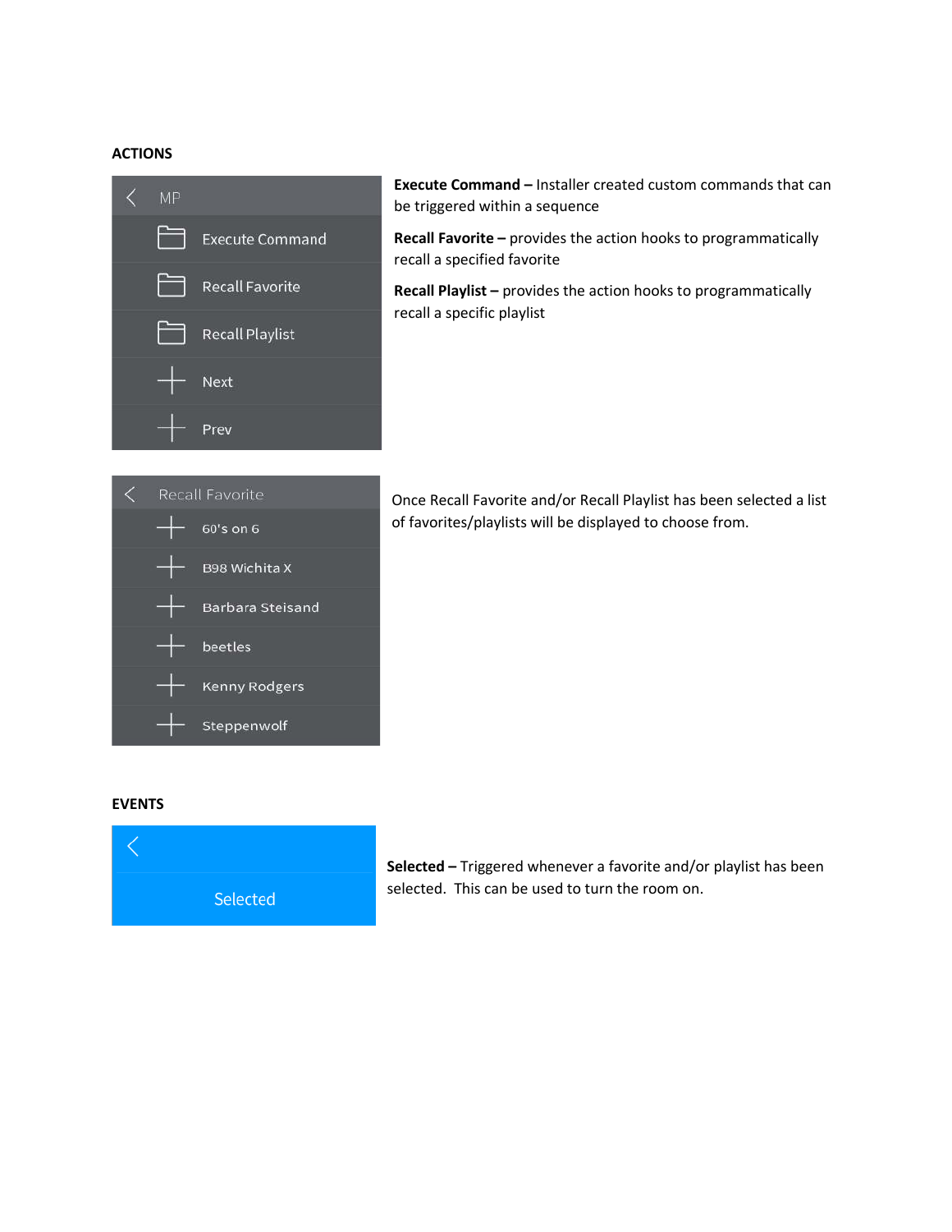## ACTIONS

| MP |
| --- |
| Execute Command |
| Recall Favorite |
| Recall Playlist |
| Next |
| Prev |

**Execute Command –** Installer created custom commands that can be triggered within a sequence

**Recall Favorite –** provides the action hooks to programmatically recall a specified favorite

**Recall Playlist –** provides the action hooks to programmatically recall a specific playlist

| Recall Favorite |
| --- |
| 60's on 6 |
| B98 Wichita X |
| Barbara Steisand |
| beetles |
| Kenny Rodgers |
| Steppenwolf |

Once Recall Favorite and/or Recall Playlist has been selected a list of favorites/playlists will be displayed to choose from.

## EVENTS

| Selected |
| --- |

**Selected –** Triggered whenever a favorite and/or playlist has been selected. This can be used to turn the room on.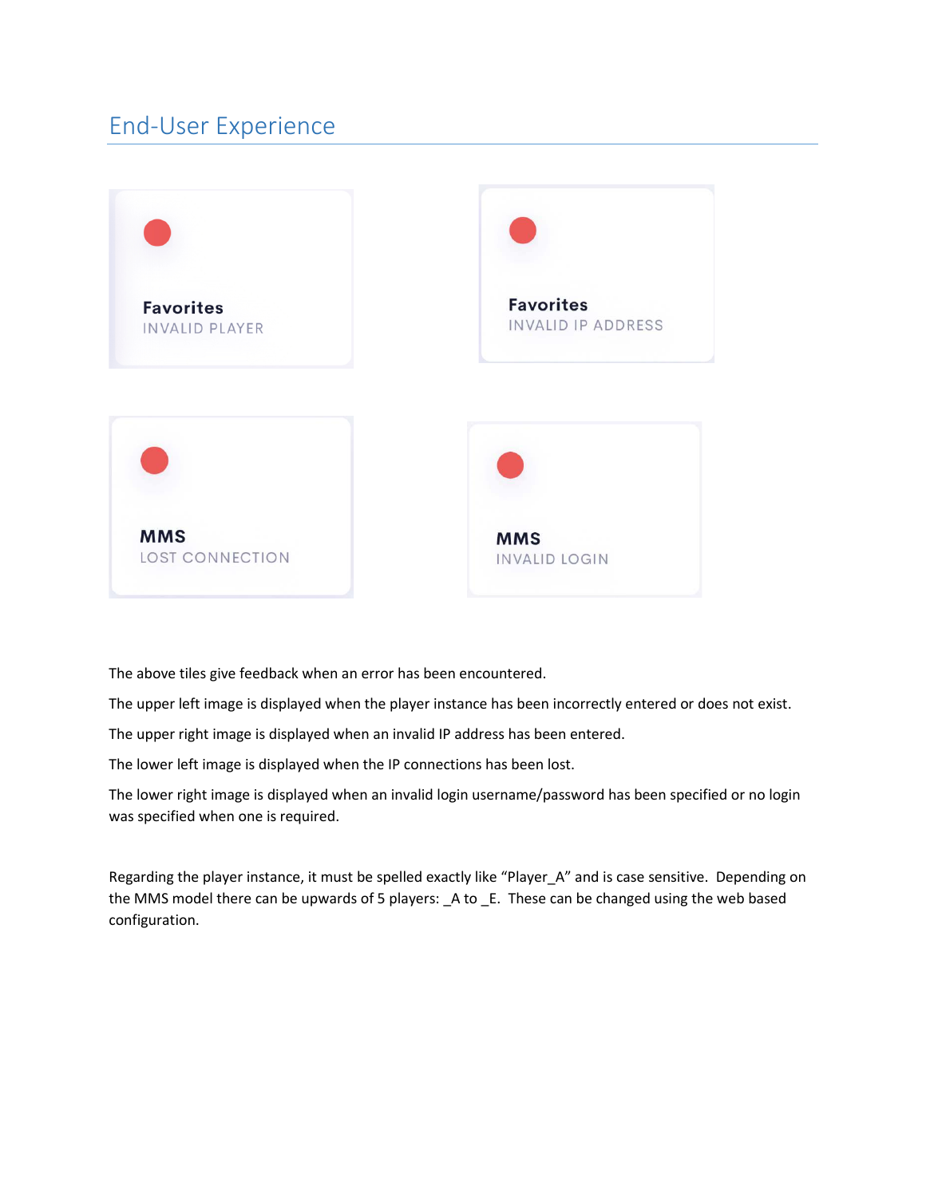## End-User Experience

**Favorites**
INVALID PLAYER

**Favorites**
INVALID IP ADDRESS

**MMS**
LOST CONNECTION

**MMS**
INVALID LOGIN

The above tiles give feedback when an error has been encountered.

The upper left image is displayed when the player instance has been incorrectly entered or does not exist.

The upper right image is displayed when an invalid IP address has been entered.

The lower left image is displayed when the IP connections has been lost.

The lower right image is displayed when an invalid login username/password has been specified or no login was specified when one is required.

Regarding the player instance, it must be spelled exactly like "Player_A" and is case sensitive. Depending on the MMS model there can be upwards of 5 players: _A to _E. These can be changed using the web based configuration.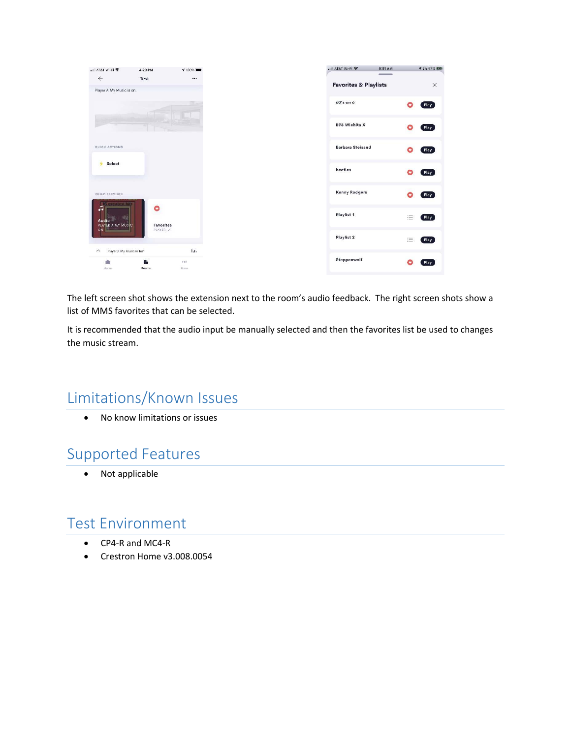The left screen shot shows the extension next to the room's audio feedback. The right screen shots show a list of MMS favorites that can be selected.

It is recommended that the audio input be manually selected and then the favorites list be used to changes the music stream.

# Limitations/Known Issues

- No know limitations or issues

# Supported Features

- Not applicable

# Test Environment

- CP4-R and MC4-R
- Crestron Home v3.008.0054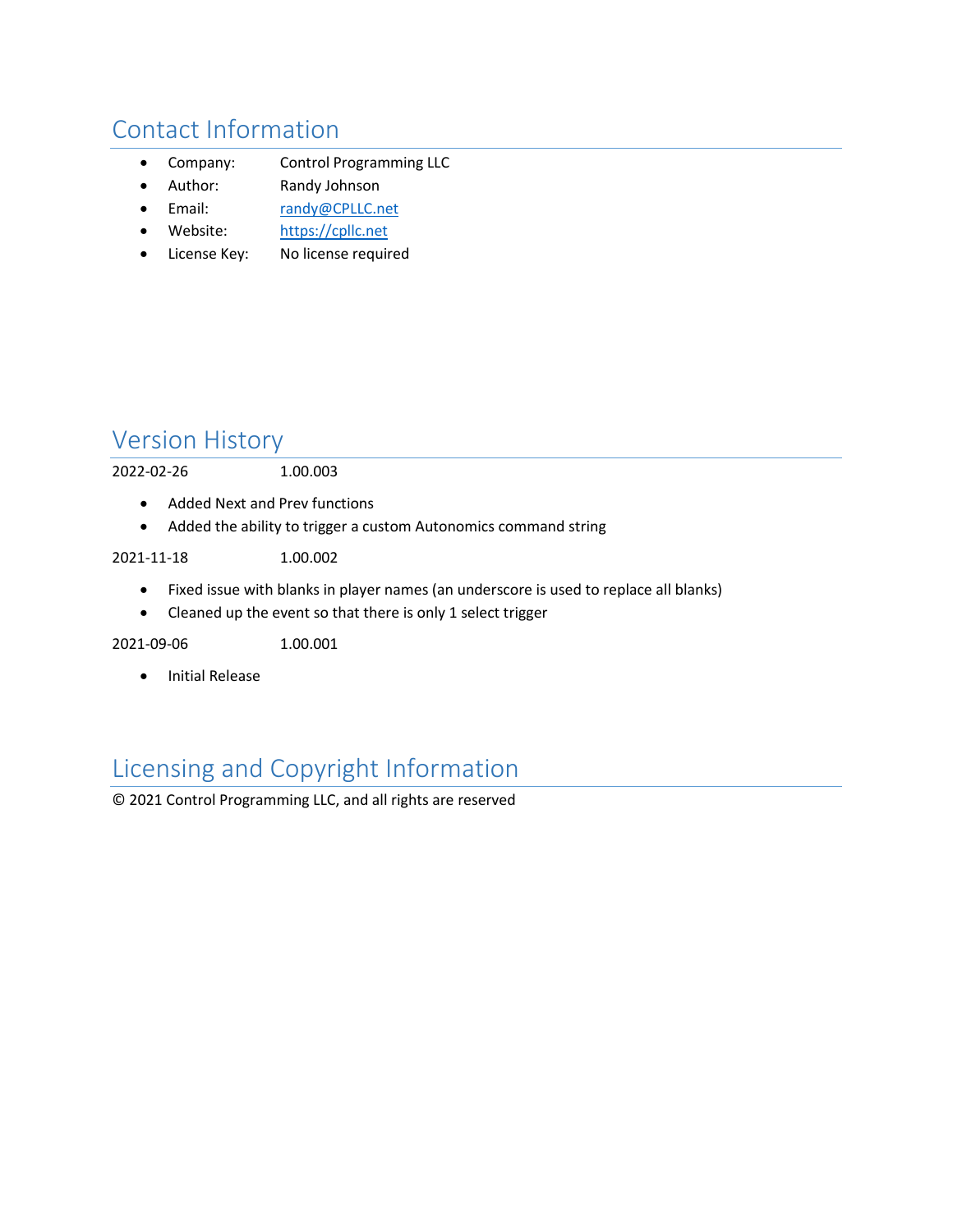## Contact Information

- Company: Control Programming LLC
- Author: Randy Johnson
- Email: randy@CPLLC.net
- Website: https://cpllc.net
- License Key: No license required

## Version History

2022-02-26 1.00.003

- Added Next and Prev functions
- Added the ability to trigger a custom Autonomics command string

2021-11-18 1.00.002

- Fixed issue with blanks in player names (an underscore is used to replace all blanks)
- Cleaned up the event so that there is only 1 select trigger

2021-09-06 1.00.001

- Initial Release

## Licensing and Copyright Information

© 2021 Control Programming LLC, and all rights are reserved